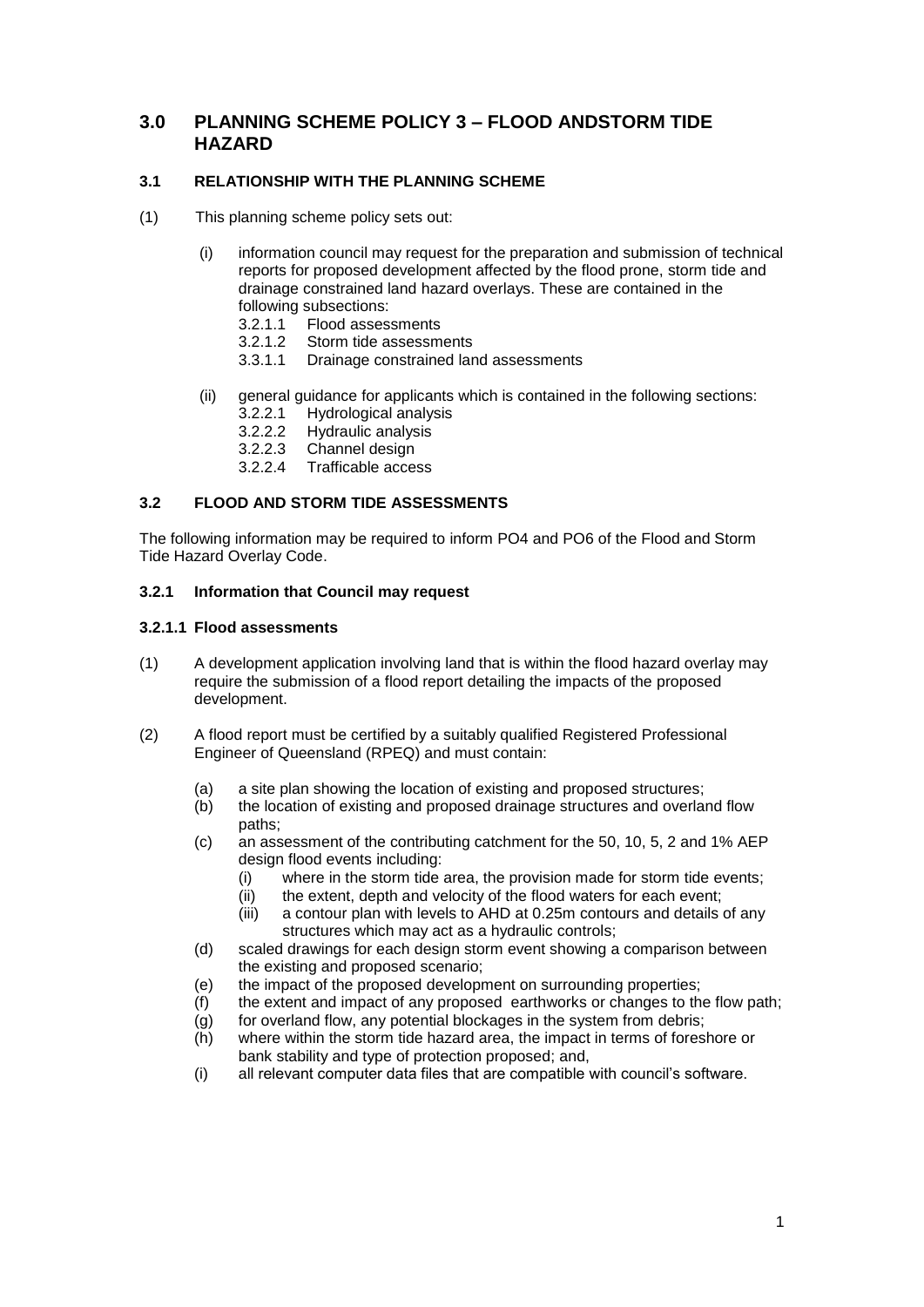# 3.0 PLANNING SCHEME POLICY 3 – FLOOD ANDSTORM TIDE HAZARD

## 3.1 RELATIONSHIP WITH THE PLANNING SCHEME

(1) This planning scheme policy sets out:

  (i) information council may request for the preparation and submission of technical reports for proposed development affected by the flood prone, storm tide and drainage constrained land hazard overlays. These are contained in the following subsections:
    - 3.2.1.1 Flood assessments
    - 3.2.1.2 Storm tide assessments
    - 3.3.1.1 Drainage constrained land assessments

  (ii) general guidance for applicants which is contained in the following sections:
    - 3.2.2.1 Hydrological analysis
    - 3.2.2.2 Hydraulic analysis
    - 3.2.2.3 Channel design
    - 3.2.2.4 Trafficable access

## 3.2 FLOOD AND STORM TIDE ASSESSMENTS

The following information may be required to inform PO4 and PO6 of the Flood and Storm Tide Hazard Overlay Code.

### 3.2.1 Information that Council may request

#### 3.2.1.1 Flood assessments

(1) A development application involving land that is within the flood hazard overlay may require the submission of a flood report detailing the impacts of the proposed development.

(2) A flood report must be certified by a suitably qualified Registered Professional Engineer of Queensland (RPEQ) and must contain:

  (a) a site plan showing the location of existing and proposed structures;
  (b) the location of existing and proposed drainage structures and overland flow paths;
  (c) an assessment of the contributing catchment for the 50, 10, 5, 2 and 1% AEP design flood events including:
    (i) where in the storm tide area, the provision made for storm tide events;
    (ii) the extent, depth and velocity of the flood waters for each event;
    (iii) a contour plan with levels to AHD at 0.25m contours and details of any structures which may act as a hydraulic controls;
  (d) scaled drawings for each design storm event showing a comparison between the existing and proposed scenario;
  (e) the impact of the proposed development on surrounding properties;
  (f) the extent and impact of any proposed earthworks or changes to the flow path;
  (g) for overland flow, any potential blockages in the system from debris;
  (h) where within the storm tide hazard area, the impact in terms of foreshore or bank stability and type of protection proposed; and,
  (i) all relevant computer data files that are compatible with council's software.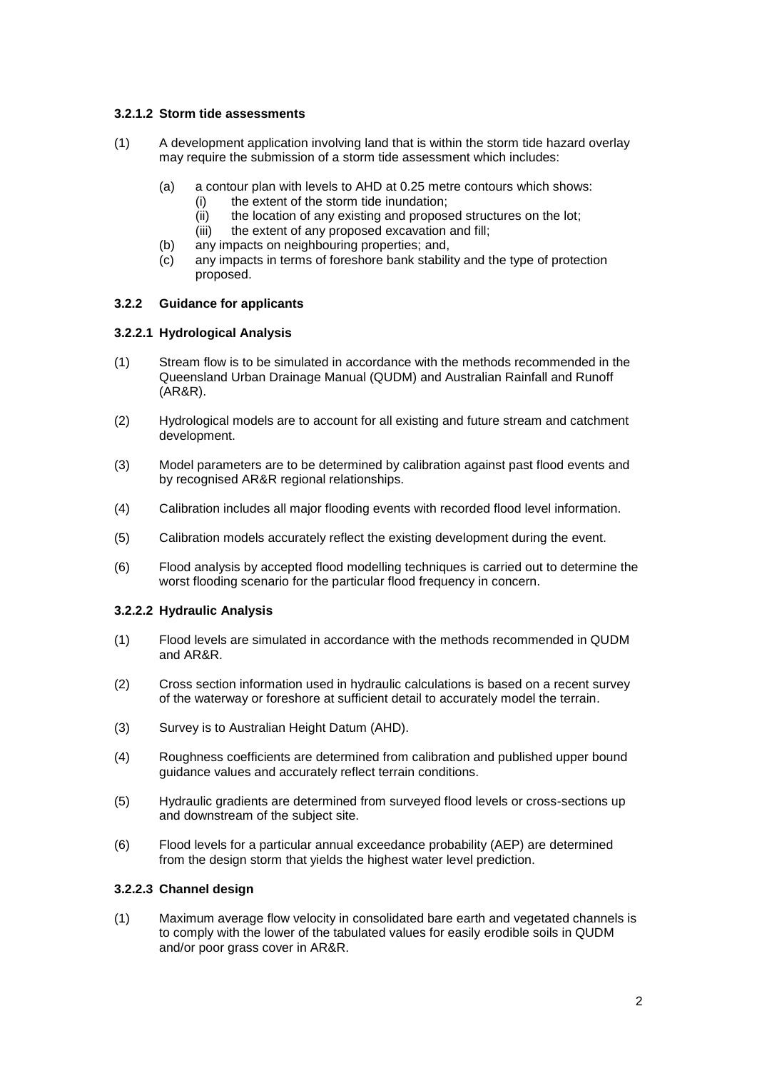#### 3.2.1.2 Storm tide assessments

(1) A development application involving land that is within the storm tide hazard overlay may require the submission of a storm tide assessment which includes:

- (a) a contour plan with levels to AHD at 0.25 metre contours which shows:
  - (i) the extent of the storm tide inundation;
  - (ii) the location of any existing and proposed structures on the lot;
  - (iii) the extent of any proposed excavation and fill;
- (b) any impacts on neighbouring properties; and,
- (c) any impacts in terms of foreshore bank stability and the type of protection proposed.

### 3.2.2 Guidance for applicants

#### 3.2.2.1 Hydrological Analysis

(1) Stream flow is to be simulated in accordance with the methods recommended in the Queensland Urban Drainage Manual (QUDM) and Australian Rainfall and Runoff (AR&R).

(2) Hydrological models are to account for all existing and future stream and catchment development.

(3) Model parameters are to be determined by calibration against past flood events and by recognised AR&R regional relationships.

(4) Calibration includes all major flooding events with recorded flood level information.

(5) Calibration models accurately reflect the existing development during the event.

(6) Flood analysis by accepted flood modelling techniques is carried out to determine the worst flooding scenario for the particular flood frequency in concern.

#### 3.2.2.2 Hydraulic Analysis

(1) Flood levels are simulated in accordance with the methods recommended in QUDM and AR&R.

(2) Cross section information used in hydraulic calculations is based on a recent survey of the waterway or foreshore at sufficient detail to accurately model the terrain.

(3) Survey is to Australian Height Datum (AHD).

(4) Roughness coefficients are determined from calibration and published upper bound guidance values and accurately reflect terrain conditions.

(5) Hydraulic gradients are determined from surveyed flood levels or cross-sections up and downstream of the subject site.

(6) Flood levels for a particular annual exceedance probability (AEP) are determined from the design storm that yields the highest water level prediction.

#### 3.2.2.3 Channel design

(1) Maximum average flow velocity in consolidated bare earth and vegetated channels is to comply with the lower of the tabulated values for easily erodible soils in QUDM and/or poor grass cover in AR&R.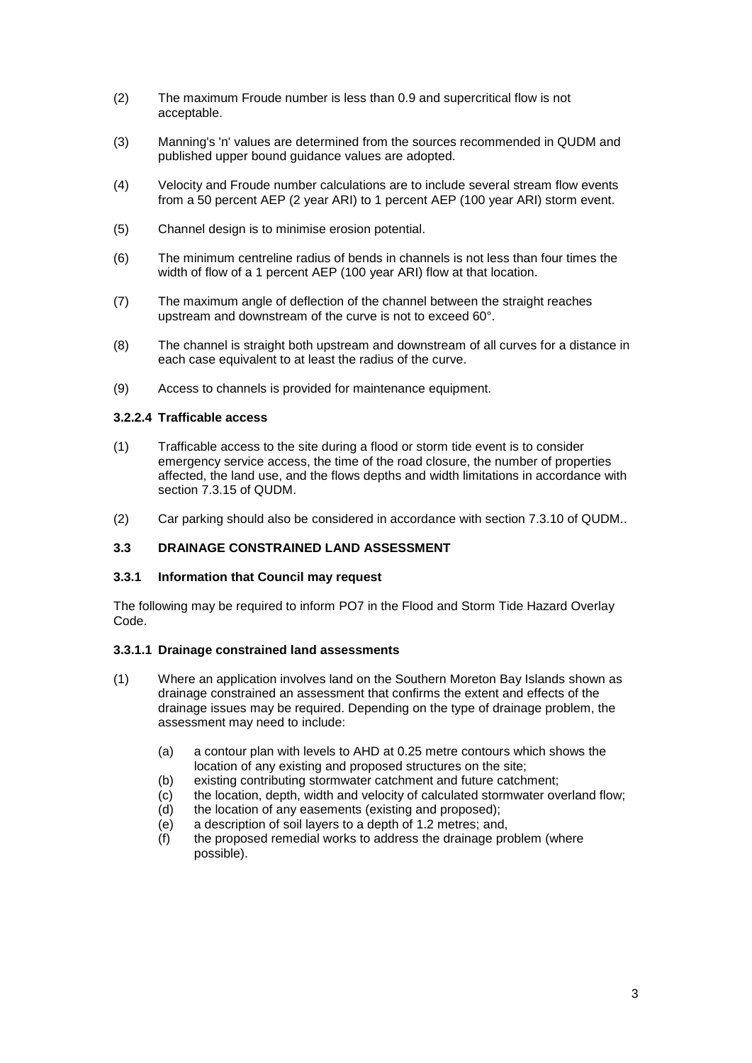(2) The maximum Froude number is less than 0.9 and supercritical flow is not acceptable.

(3) Manning's 'n' values are determined from the sources recommended in QUDM and published upper bound guidance values are adopted.

(4) Velocity and Froude number calculations are to include several stream flow events from a 50 percent AEP (2 year ARI) to 1 percent AEP (100 year ARI) storm event.

(5) Channel design is to minimise erosion potential.

(6) The minimum centreline radius of bends in channels is not less than four times the width of flow of a 1 percent AEP (100 year ARI) flow at that location.

(7) The maximum angle of deflection of the channel between the straight reaches upstream and downstream of the curve is not to exceed 60°.

(8) The channel is straight both upstream and downstream of all curves for a distance in each case equivalent to at least the radius of the curve.

(9) Access to channels is provided for maintenance equipment.

#### 3.2.2.4 Trafficable access

(1) Trafficable access to the site during a flood or storm tide event is to consider emergency service access, the time of the road closure, the number of properties affected, the land use, and the flows depths and width limitations in accordance with section 7.3.15 of QUDM.

(2) Car parking should also be considered in accordance with section 7.3.10 of QUDM..

## 3.3 DRAINAGE CONSTRAINED LAND ASSESSMENT

### 3.3.1 Information that Council may request

The following may be required to inform PO7 in the Flood and Storm Tide Hazard Overlay Code.

#### 3.3.1.1 Drainage constrained land assessments

(1) Where an application involves land on the Southern Moreton Bay Islands shown as drainage constrained an assessment that confirms the extent and effects of the drainage issues may be required. Depending on the type of drainage problem, the assessment may need to include:

  (a) a contour plan with levels to AHD at 0.25 metre contours which shows the location of any existing and proposed structures on the site;
  (b) existing contributing stormwater catchment and future catchment;
  (c) the location, depth, width and velocity of calculated stormwater overland flow;
  (d) the location of any easements (existing and proposed);
  (e) a description of soil layers to a depth of 1.2 metres; and,
  (f) the proposed remedial works to address the drainage problem (where possible).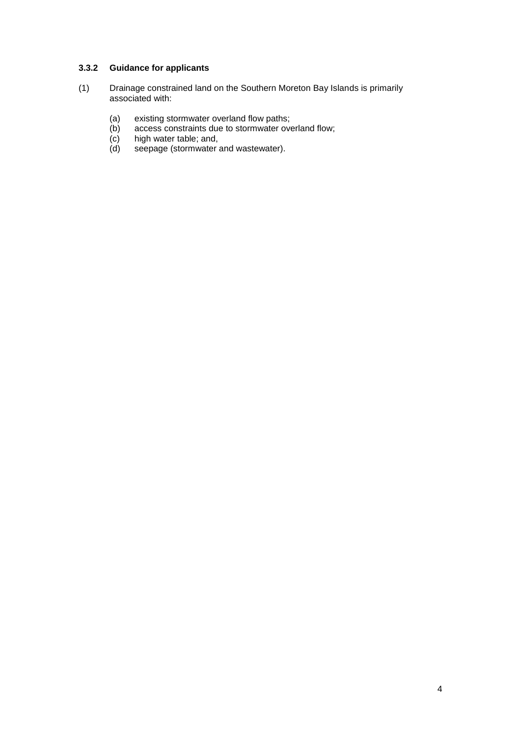### 3.3.2 Guidance for applicants

(1) Drainage constrained land on the Southern Moreton Bay Islands is primarily associated with:

- (a) existing stormwater overland flow paths;
- (b) access constraints due to stormwater overland flow;
- (c) high water table; and,
- (d) seepage (stormwater and wastewater).